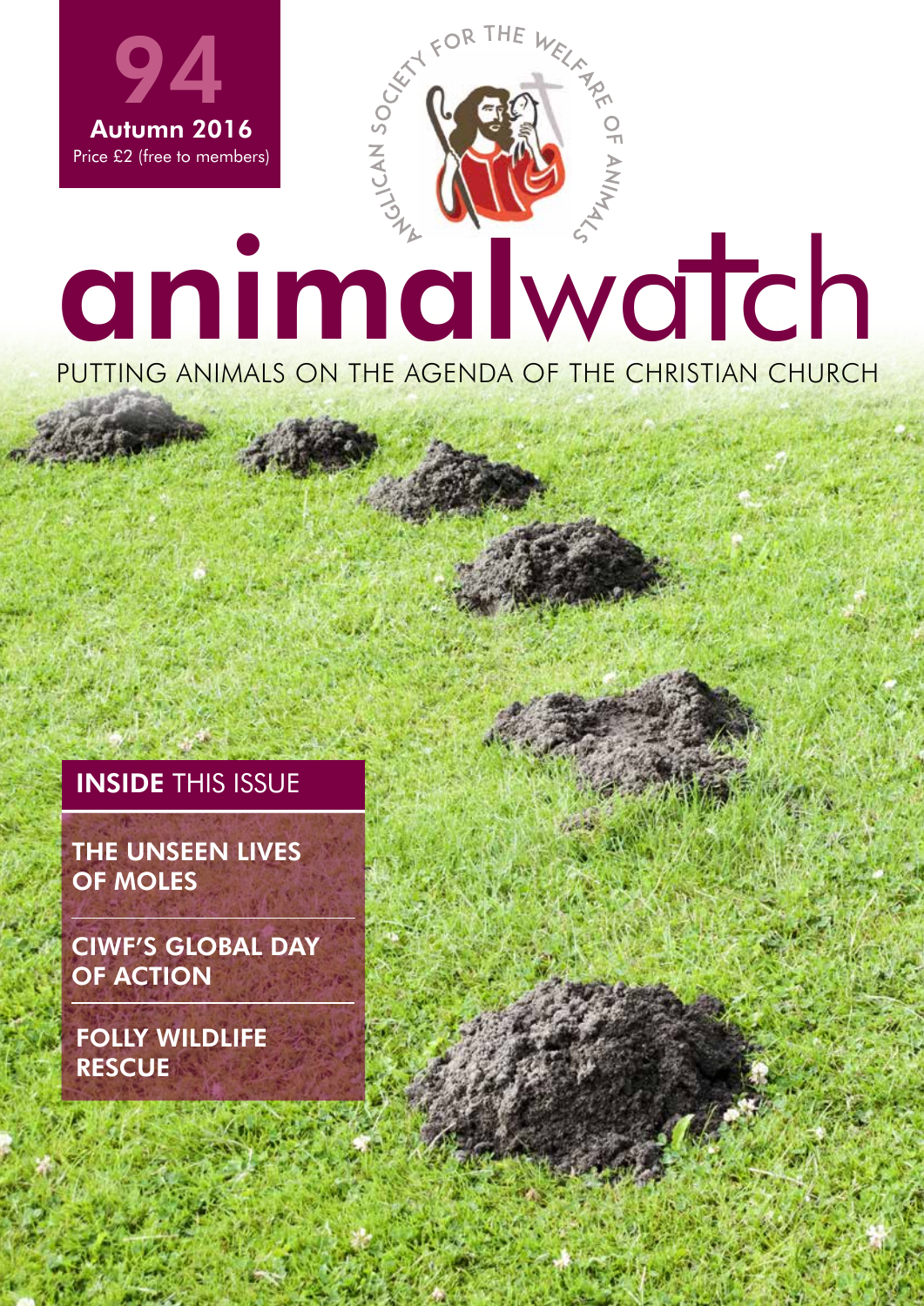94

Autumn 2016

Price £2 (free to members)

ANGLICAN SOCIETY FOR THE WELFARE OF ANIMALS

# animalwatch

PUTTING ANIMALS ON THE AGENDA OF THE CHRISTIAN CHURCH

## INSIDE THIS ISSUE

- THE UNSEEN LIVES OF MOLES
- CIWF'S GLOBAL DAY OF ACTION
- FOLLY WILDLIFE RESCUE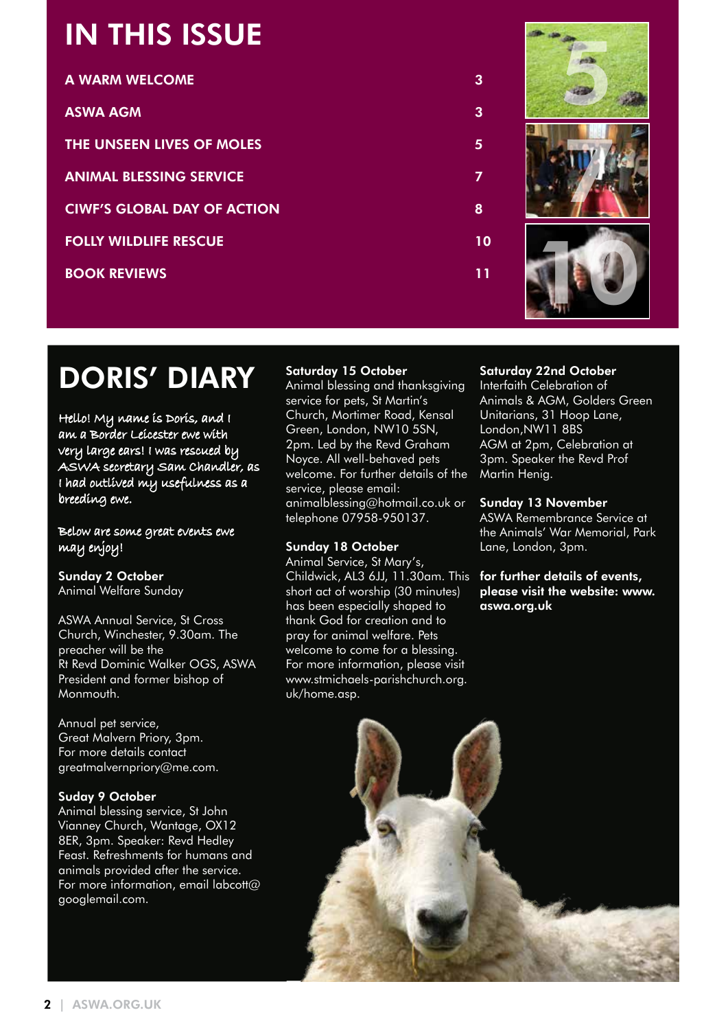# IN THIS ISSUE

| | |
|---|---|
| A WARM WELCOME | 3 |
| ASWA AGM | 3 |
| THE UNSEEN LIVES OF MOLES | 5 |
| ANIMAL BLESSING SERVICE | 7 |
| CIWF'S GLOBAL DAY OF ACTION | 8 |
| FOLLY WILDLIFE RESCUE | 10 |
| BOOK REVIEWS | 11 |

# DORIS' DIARY

Hello! My name is Doris, and I am a Border Leicester ewe with very large ears! I was rescued by ASWA secretary Sam Chandler, as I had outlived my usefulness as a breeding ewe.

Below are some great events ewe may enjoy!

**Sunday 2 October**
Animal Welfare Sunday

ASWA Annual Service, St Cross Church, Winchester, 9.30am. The preacher will be the Rt Revd Dominic Walker OGS, ASWA President and former bishop of Monmouth.

Annual pet service, Great Malvern Priory, 3pm. For more details contact greatmalvernpriory@me.com.

**Suday 9 October**
Animal blessing service, St John Vianney Church, Wantage, OX12 8ER, 3pm. Speaker: Revd Hedley Feast. Refreshments for humans and animals provided after the service. For more information, email labcott@googlemail.com.

**Saturday 15 October**
Animal blessing and thanksgiving service for pets, St Martin's Church, Mortimer Road, Kensal Green, London, NW10 5SN, 2pm. Led by the Revd Graham Noyce. All well-behaved pets welcome. For further details of the service, please email: animalblessing@hotmail.co.uk or telephone 07958-950137.

**Sunday 18 October**
Animal Service, St Mary's, Childwick, AL3 6JJ, 11.30am. This short act of worship (30 minutes) has been especially shaped to thank God for creation and to pray for animal welfare. Pets welcome to come for a blessing. For more information, please visit www.stmichaels-parishchurch.org.uk/home.asp.

**Saturday 22nd October**
Interfaith Celebration of Animals & AGM, Golders Green Unitarians, 31 Hoop Lane, London,NW11 8BS
AGM at 2pm, Celebration at 3pm. Speaker the Revd Prof Martin Henig.

**Sunday 13 November**
ASWA Remembrance Service at the Animals' War Memorial, Park Lane, London, 3pm.

**for further details of events, please visit the website: www.aswa.org.uk**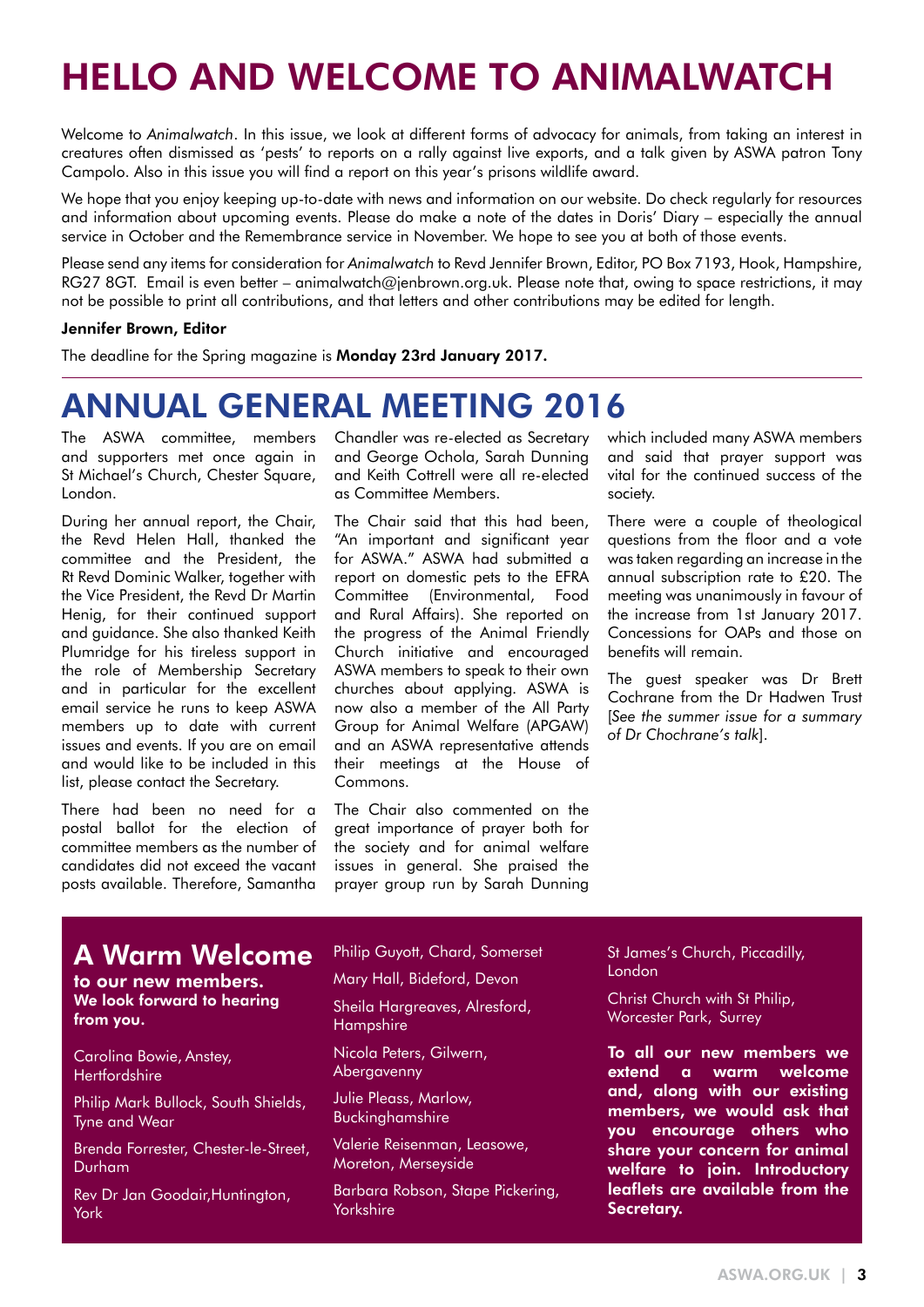# HELLO AND WELCOME TO ANIMALWATCH

Welcome to *Animalwatch*. In this issue, we look at different forms of advocacy for animals, from taking an interest in creatures often dismissed as 'pests' to reports on a rally against live exports, and a talk given by ASWA patron Tony Campolo. Also in this issue you will find a report on this year's prisons wildlife award.

We hope that you enjoy keeping up-to-date with news and information on our website. Do check regularly for resources and information about upcoming events. Please do make a note of the dates in Doris' Diary – especially the annual service in October and the Remembrance service in November. We hope to see you at both of those events.

Please send any items for consideration for *Animalwatch* to Revd Jennifer Brown, Editor, PO Box 7193, Hook, Hampshire, RG27 8GT. Email is even better – animalwatch@jenbrown.org.uk. Please note that, owing to space restrictions, it may not be possible to print all contributions, and that letters and other contributions may be edited for length.

**Jennifer Brown, Editor**

The deadline for the Spring magazine is **Monday 23rd January 2017.**

# ANNUAL GENERAL MEETING 2016

The ASWA committee, members and supporters met once again in St Michael's Church, Chester Square, London.

During her annual report, the Chair, the Revd Helen Hall, thanked the committee and the President, the Rt Revd Dominic Walker, together with the Vice President, the Revd Dr Martin Henig, for their continued support and guidance. She also thanked Keith Plumridge for his tireless support in the role of Membership Secretary and in particular for the excellent email service he runs to keep ASWA members up to date with current issues and events. If you are on email and would like to be included in this list, please contact the Secretary.

There had been no need for a postal ballot for the election of committee members as the number of candidates did not exceed the vacant posts available. Therefore, Samantha Chandler was re-elected as Secretary and George Ochola, Sarah Dunning and Keith Cottrell were all re-elected as Committee Members.

The Chair said that this had been, "An important and significant year for ASWA." ASWA had submitted a report on domestic pets to the EFRA Committee (Environmental, Food and Rural Affairs). She reported on the progress of the Animal Friendly Church initiative and encouraged ASWA members to speak to their own churches about applying. ASWA is now also a member of the All Party Group for Animal Welfare (APGAW) and an ASWA representative attends their meetings at the House of Commons.

The Chair also commented on the great importance of prayer both for the society and for animal welfare issues in general. She praised the prayer group run by Sarah Dunning which included many ASWA members and said that prayer support was vital for the continued success of the society.

There were a couple of theological questions from the floor and a vote was taken regarding an increase in the annual subscription rate to £20. The meeting was unanimously in favour of the increase from 1st January 2017. Concessions for OAPs and those on benefits will remain.

The guest speaker was Dr Brett Cochrane from the Dr Hadwen Trust [*See the summer issue for a summary of Dr Chochrane's talk*].

## A Warm Welcome

**to our new members. We look forward to hearing from you.**

Carolina Bowie, Anstey, Hertfordshire

Philip Mark Bullock, South Shields, Tyne and Wear

Brenda Forrester, Chester-le-Street, Durham

Rev Dr Jan Goodair, Huntington, York

Philip Guyott, Chard, Somerset

Mary Hall, Bideford, Devon

Sheila Hargreaves, Alresford, Hampshire

Nicola Peters, Gilwern, Abergavenny

Julie Pleass, Marlow, Buckinghamshire

Valerie Reisenman, Leasowe, Moreton, Merseyside

Barbara Robson, Stape Pickering, Yorkshire

St James's Church, Piccadilly, London

Christ Church with St Philip, Worcester Park, Surrey

**To all our new members we extend a warm welcome and, along with our existing members, we would ask that you encourage others who share your concern for animal welfare to join. Introductory leaflets are available from the Secretary.**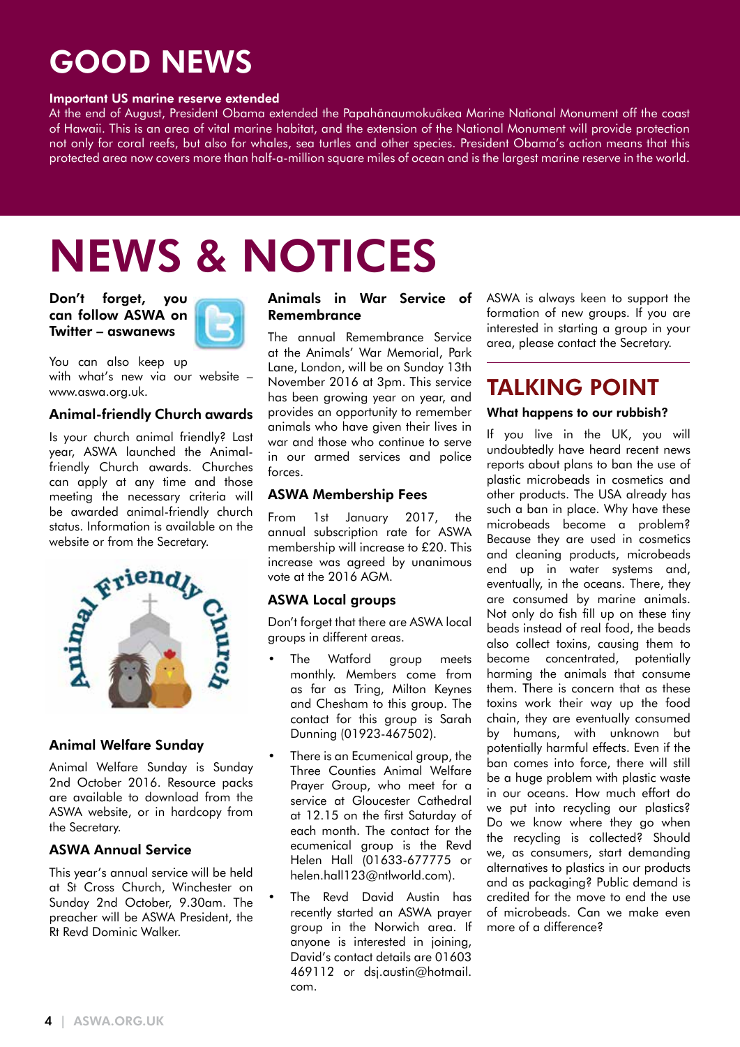# GOOD NEWS

**Important US marine reserve extended**

At the end of August, President Obama extended the Papahānaumokuākea Marine National Monument off the coast of Hawaii. This is an area of vital marine habitat, and the extension of the National Monument will provide protection not only for coral reefs, but also for whales, sea turtles and other species. President Obama's action means that this protected area now covers more than half-a-million square miles of ocean and is the largest marine reserve in the world.

# NEWS & NOTICES

**Don't forget, you can follow ASWA on Twitter – aswanews**

You can also keep up with what's new via our website – www.aswa.org.uk.

### Animal-friendly Church awards

Is your church animal friendly? Last year, ASWA launched the Animal-friendly Church awards. Churches can apply at any time and those meeting the necessary criteria will be awarded animal-friendly church status. Information is available on the website or from the Secretary.

### Animal Welfare Sunday

Animal Welfare Sunday is Sunday 2nd October 2016. Resource packs are available to download from the ASWA website, or in hardcopy from the Secretary.

### ASWA Annual Service

This year's annual service will be held at St Cross Church, Winchester on Sunday 2nd October, 9.30am. The preacher will be ASWA President, the Rt Revd Dominic Walker.

### Animals in War Service of Remembrance

The annual Remembrance Service at the Animals' War Memorial, Park Lane, London, will be on Sunday 13th November 2016 at 3pm. This service has been growing year on year, and provides an opportunity to remember animals who have given their lives in war and those who continue to serve in our armed services and police forces.

### ASWA Membership Fees

From 1st January 2017, the annual subscription rate for ASWA membership will increase to £20. This increase was agreed by unanimous vote at the 2016 AGM.

### ASWA Local groups

Don't forget that there are ASWA local groups in different areas.

- The Watford group meets monthly. Members come from as far as Tring, Milton Keynes and Chesham to this group. The contact for this group is Sarah Dunning (01923-467502).
- There is an Ecumenical group, the Three Counties Animal Welfare Prayer Group, who meet for a service at Gloucester Cathedral at 12.15 on the first Saturday of each month. The contact for the ecumenical group is the Revd Helen Hall (01633-677775 or helen.hall123@ntlworld.com).
- The Revd David Austin has recently started an ASWA prayer group in the Norwich area. If anyone is interested in joining, David's contact details are 01603 469112 or dsj.austin@hotmail.com.

ASWA is always keen to support the formation of new groups. If you are interested in starting a group in your area, please contact the Secretary.

## TALKING POINT

**What happens to our rubbish?**

If you live in the UK, you will undoubtedly have heard recent news reports about plans to ban the use of plastic microbeads in cosmetics and other products. The USA already has such a ban in place. Why have these microbeads become a problem? Because they are used in cosmetics and cleaning products, microbeads end up in water systems and, eventually, in the oceans. There, they are consumed by marine animals. Not only do fish fill up on these tiny beads instead of real food, the beads also collect toxins, causing them to become concentrated, potentially harming the animals that consume them. There is concern that as these toxins work their way up the food chain, they are eventually consumed by humans, with unknown but potentially harmful effects. Even if the ban comes into force, there will still be a huge problem with plastic waste in our oceans. How much effort do we put into recycling our plastics? Do we know where they go when the recycling is collected? Should we, as consumers, start demanding alternatives to plastics in our products and as packaging? Public demand is credited for the move to end the use of microbeads. Can we make even more of a difference?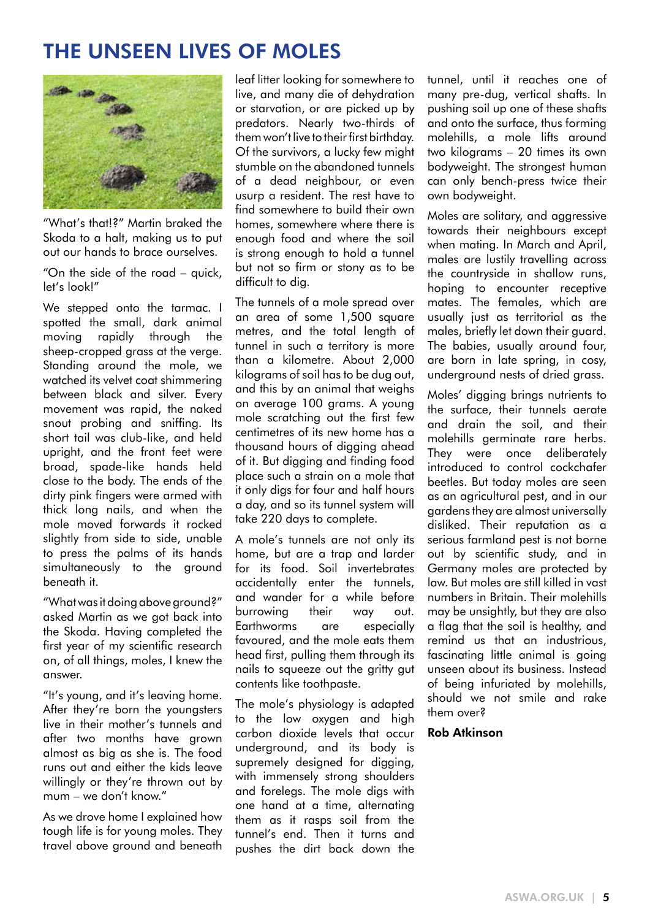# THE UNSEEN LIVES OF MOLES

"What's that!?" Martin braked the Skoda to a halt, making us to put out our hands to brace ourselves.

"On the side of the road – quick, let's look!"

We stepped onto the tarmac. I spotted the small, dark animal moving rapidly through the sheep-cropped grass at the verge. Standing around the mole, we watched its velvet coat shimmering between black and silver. Every movement was rapid, the naked snout probing and sniffing. Its short tail was club-like, and held upright, and the front feet were broad, spade-like hands held close to the body. The ends of the dirty pink fingers were armed with thick long nails, and when the mole moved forwards it rocked slightly from side to side, unable to press the palms of its hands simultaneously to the ground beneath it.

"What was it doing above ground?" asked Martin as we got back into the Skoda. Having completed the first year of my scientific research on, of all things, moles, I knew the answer.

"It's young, and it's leaving home. After they're born the youngsters live in their mother's tunnels and after two months have grown almost as big as she is. The food runs out and either the kids leave willingly or they're thrown out by mum – we don't know."

As we drove home I explained how tough life is for young moles. They travel above ground and beneath leaf litter looking for somewhere to live, and many die of dehydration or starvation, or are picked up by predators. Nearly two-thirds of them won't live to their first birthday. Of the survivors, a lucky few might stumble on the abandoned tunnels of a dead neighbour, or even usurp a resident. The rest have to find somewhere to build their own homes, somewhere where there is enough food and where the soil is strong enough to hold a tunnel but not so firm or stony as to be difficult to dig.

The tunnels of a mole spread over an area of some 1,500 square metres, and the total length of tunnel in such a territory is more than a kilometre. About 2,000 kilograms of soil has to be dug out, and this by an animal that weighs on average 100 grams. A young mole scratching out the first few centimetres of its new home has a thousand hours of digging ahead of it. But digging and finding food place such a strain on a mole that it only digs for four and half hours a day, and so its tunnel system will take 220 days to complete.

A mole's tunnels are not only its home, but are a trap and larder for its food. Soil invertebrates accidentally enter the tunnels, and wander for a while before burrowing their way out. Earthworms are especially favoured, and the mole eats them head first, pulling them through its nails to squeeze out the gritty gut contents like toothpaste.

The mole's physiology is adapted to the low oxygen and high carbon dioxide levels that occur underground, and its body is supremely designed for digging, with immensely strong shoulders and forelegs. The mole digs with one hand at a time, alternating them as it rasps soil from the tunnel's end. Then it turns and pushes the dirt back down the tunnel, until it reaches one of many pre-dug, vertical shafts. In pushing soil up one of these shafts and onto the surface, thus forming molehills, a mole lifts around two kilograms – 20 times its own bodyweight. The strongest human can only bench-press twice their own bodyweight.

Moles are solitary, and aggressive towards their neighbours except when mating. In March and April, males are lustily travelling across the countryside in shallow runs, hoping to encounter receptive mates. The females, which are usually just as territorial as the males, briefly let down their guard. The babies, usually around four, are born in late spring, in cosy, underground nests of dried grass.

Moles' digging brings nutrients to the surface, their tunnels aerate and drain the soil, and their molehills germinate rare herbs. They were once deliberately introduced to control cockchafer beetles. But today moles are seen as an agricultural pest, and in our gardens they are almost universally disliked. Their reputation as a serious farmland pest is not borne out by scientific study, and in Germany moles are protected by law. But moles are still killed in vast numbers in Britain. Their molehills may be unsightly, but they are also a flag that the soil is healthy, and remind us that an industrious, fascinating little animal is going unseen about its business. Instead of being infuriated by molehills, should we not smile and rake them over?

**Rob Atkinson**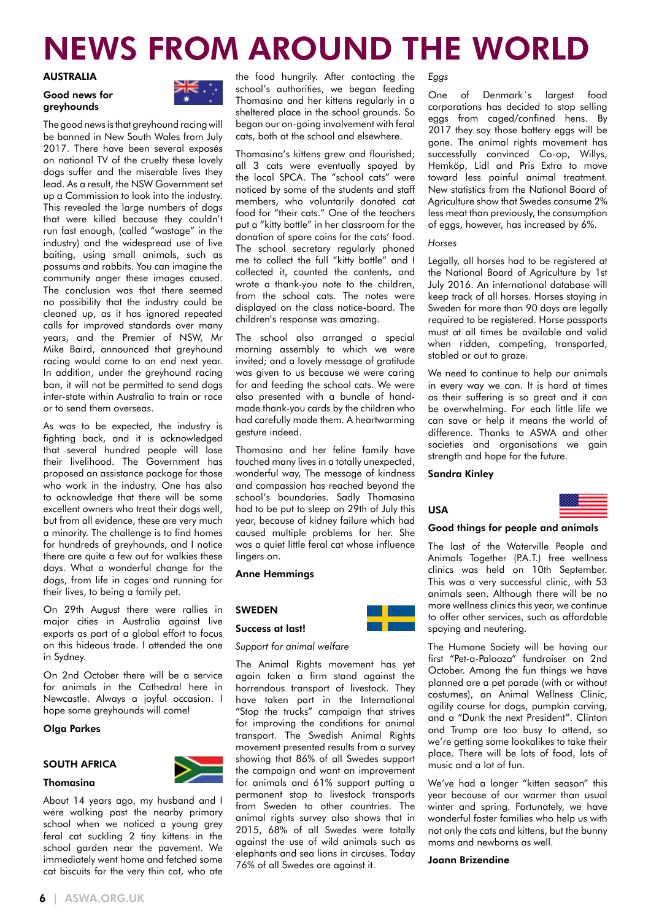# NEWS FROM AROUND THE WORLD

## AUSTRALIA

### Good news for greyhounds

The good news is that greyhound racing will be banned in New South Wales from July 2017. There have been several exposés on national TV of the cruelty these lovely dogs suffer and the miserable lives they lead. As a result, the NSW Government set up a Commission to look into the industry. This revealed the large numbers of dogs that were killed because they couldn't run fast enough, (called "wastage" in the industry) and the widespread use of live baiting, using small animals, such as possums and rabbits. You can imagine the community anger these images caused. The conclusion was that there seemed no possibility that the industry could be cleaned up, as it has ignored repeated calls for improved standards over many years, and the Premier of NSW, Mr Mike Baird, announced that greyhound racing would come to an end next year. In addition, under the greyhound racing ban, it will not be permitted to send dogs inter-state within Australia to train or race or to send them overseas.

As was to be expected, the industry is fighting back, and it is acknowledged that several hundred people will lose their livelihood. The Government has proposed an assistance package for those who work in the industry. One has also to acknowledge that there will be some excellent owners who treat their dogs well, but from all evidence, these are very much a minority. The challenge is to find homes for hundreds of greyhounds, and I notice there are quite a few out for walkies these days. What a wonderful change for the dogs, from life in cages and running for their lives, to being a family pet.

On 29th August there were rallies in major cities in Australia against live exports as part of a global effort to focus on this hideous trade. I attended the one in Sydney.

On 2nd October there will be a service for animals in the Cathedral here in Newcastle. Always a joyful occasion. I hope some greyhounds will come!

**Olga Parkes**

## SOUTH AFRICA

### Thomasina

About 14 years ago, my husband and I were walking past the nearby primary school when we noticed a young grey feral cat suckling 2 tiny kittens in the school garden near the pavement. We immediately went home and fetched some cat biscuits for the very thin cat, who ate the food hungrily. After contacting the school's authorities, we began feeding Thomasina and her kittens regularly in a sheltered place in the school grounds. So began our on-going involvement with feral cats, both at the school and elsewhere.

Thomasina's kittens grew and flourished; all 3 cats were eventually spayed by the local SPCA. The "school cats" were noticed by some of the students and staff members, who voluntarily donated cat food for "their cats." One of the teachers put a "kitty bottle" in her classroom for the donation of spare coins for the cats' food. The school secretary regularly phoned me to collect the full "kitty bottle" and I collected it, counted the contents, and wrote a thank-you note to the children, from the school cats. The notes were displayed on the class notice-board. The children's response was amazing.

The school also arranged a special morning assembly to which we were invited; and a lovely message of gratitude was given to us because we were caring for and feeding the school cats. We were also presented with a bundle of hand-made thank-you cards by the children who had carefully made them. A heartwarming gesture indeed.

Thomasina and her feline family have touched many lives in a totally unexpected, wonderful way, The message of kindness and compassion has reached beyond the school's boundaries. Sadly Thomasina had to be put to sleep on 29th of July this year, because of kidney failure which had caused multiple problems for her. She was a quiet little feral cat whose influence lingers on.

**Anne Hemmings**

## SWEDEN

### Success at last!

*Support for animal welfare*

The Animal Rights movement has yet again taken a firm stand against the horrendous transport of livestock. They have taken part in the International "Stop the trucks" campaign that strives for improving the conditions for animal transport. The Swedish Animal Rights movement presented results from a survey showing that 86% of all Swedes support the campaign and want an improvement for animals and 61% support putting a permanent stop to livestock transports from Sweden to other countries. The animal rights survey also shows that in 2015, 68% of all Swedes were totally against the use of wild animals such as elephants and sea lions in circuses. Today 76% of all Swedes are against it.

*Eggs*

One of Denmark´s largest food corporations has decided to stop selling eggs from caged/confined hens. By 2017 they say those battery eggs will be gone. The animal rights movement has successfully convinced Co-op, Willys, Hemköp, Lidl and Pris Extra to move toward less painful animal treatment. New statistics from the National Board of Agriculture show that Swedes consume 2% less meat than previously, the consumption of eggs, however, has increased by 6%.

*Horses*

Legally, all horses had to be registered at the National Board of Agriculture by 1st July 2016. An international database will keep track of all horses. Horses staying in Sweden for more than 90 days are legally required to be registered. Horse passports must at all times be available and valid when ridden, competing, transported, stabled or out to graze.

We need to continue to help our animals in every way we can. It is hard at times as their suffering is so great and it can be overwhelming. For each little life we can save or help it means the world of difference. Thanks to ASWA and other societies and organisations we gain strength and hope for the future.

**Sandra Kinley**

## USA

### Good things for people and animals

The last of the Waterville People and Animals Together (P.A.T.) free wellness clinics was held on 10th September. This was a very successful clinic, with 53 animals seen. Although there will be no more wellness clinics this year, we continue to offer other services, such as affordable spaying and neutering.

The Humane Society will be having our first "Pet-a-Palooza" fundraiser on 2nd October. Among the fun things we have planned are a pet parade (with or without costumes), an Animal Wellness Clinic, agility course for dogs, pumpkin carving, and a "Dunk the next President". Clinton and Trump are too busy to attend, so we're getting some lookalikes to take their place. There will be lots of food, lots of music and a lot of fun.

We've had a longer "kitten season" this year because of our warmer than usual winter and spring. Fortunately, we have wonderful foster families who help us with not only the cats and kittens, but the bunny moms and newborns as well.

**Joann Brizendine**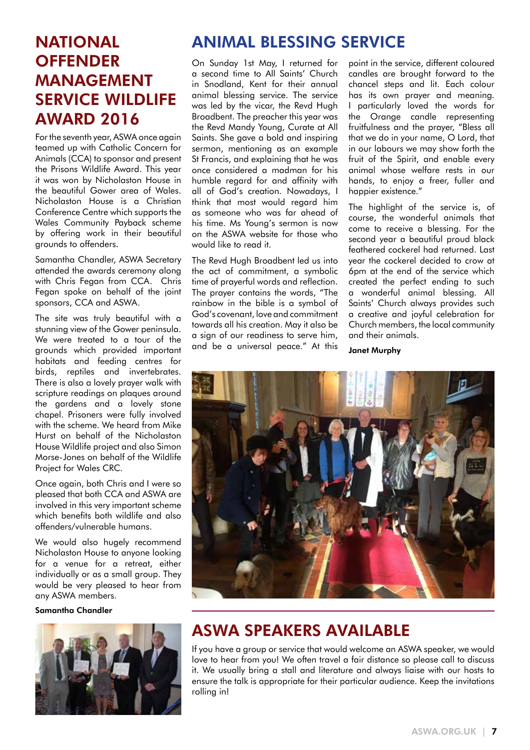# NATIONAL OFFENDER MANAGEMENT SERVICE WILDLIFE AWARD 2016

For the seventh year, ASWA once again teamed up with Catholic Concern for Animals (CCA) to sponsor and present the Prisons Wildlife Award. This year it was won by Nicholaston House in the beautiful Gower area of Wales. Nicholaston House is a Christian Conference Centre which supports the Wales Community Payback scheme by offering work in their beautiful grounds to offenders.

Samantha Chandler, ASWA Secretary attended the awards ceremony along with Chris Fegan from CCA. Chris Fegan spoke on behalf of the joint sponsors, CCA and ASWA.

The site was truly beautiful with a stunning view of the Gower peninsula. We were treated to a tour of the grounds which provided important habitats and feeding centres for birds, reptiles and invertebrates. There is also a lovely prayer walk with scripture readings on plaques around the gardens and a lovely stone chapel. Prisoners were fully involved with the scheme. We heard from Mike Hurst on behalf of the Nicholaston House Wildlife project and also Simon Morse-Jones on behalf of the Wildlife Project for Wales CRC.

Once again, both Chris and I were so pleased that both CCA and ASWA are involved in this very important scheme which benefits both wildlife and also offenders/vulnerable humans.

We would also hugely recommend Nicholaston House to anyone looking for a venue for a retreat, either individually or as a small group. They would be very pleased to hear from any ASWA members.

**Samantha Chandler**

# ANIMAL BLESSING SERVICE

On Sunday 1st May, I returned for a second time to All Saints' Church in Snodland, Kent for their annual animal blessing service. The service was led by the vicar, the Revd Hugh Broadbent. The preacher this year was the Revd Mandy Young, Curate at All Saints. She gave a bold and inspiring sermon, mentioning as an example St Francis, and explaining that he was once considered a madman for his humble regard for and affinity with all of God's creation. Nowadays, I think that most would regard him as someone who was far ahead of his time. Ms Young's sermon is now on the ASWA website for those who would like to read it.

The Revd Hugh Broadbent led us into the act of commitment, a symbolic time of prayerful words and reflection. The prayer contains the words, "The rainbow in the bible is a symbol of God's covenant, love and commitment towards all his creation. May it also be a sign of our readiness to serve him, and be a universal peace." At this point in the service, different coloured candles are brought forward to the chancel steps and lit. Each colour has its own prayer and meaning. I particularly loved the words for the Orange candle representing fruitfulness and the prayer, "Bless all that we do in your name, O Lord, that in our labours we may show forth the fruit of the Spirit, and enable every animal whose welfare rests in our hands, to enjoy a freer, fuller and happier existence."

The highlight of the service is, of course, the wonderful animals that come to receive a blessing. For the second year a beautiful proud black feathered cockerel had returned. Last year the cockerel decided to crow at 6pm at the end of the service which created the perfect ending to such a wonderful animal blessing. All Saints' Church always provides such a creative and joyful celebration for Church members, the local community and their animals.

**Janet Murphy**

# ASWA SPEAKERS AVAILABLE

If you have a group or service that would welcome an ASWA speaker, we would love to hear from you! We often travel a fair distance so please call to discuss it. We usually bring a stall and literature and always liaise with our hosts to ensure the talk is appropriate for their particular audience. Keep the invitations rolling in!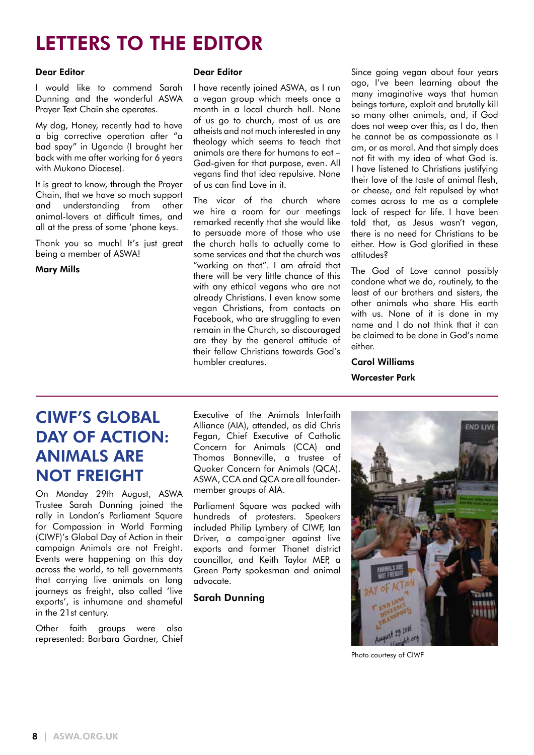# LETTERS TO THE EDITOR

**Dear Editor**

I would like to commend Sarah Dunning and the wonderful ASWA Prayer Text Chain she operates.

My dog, Honey, recently had to have a big corrective operation after "a bad spay" in Uganda (I brought her back with me after working for 6 years with Mukono Diocese).

It is great to know, through the Prayer Chain, that we have so much support and understanding from other animal-lovers at difficult times, and all at the press of some 'phone keys.

Thank you so much! It's just great being a member of ASWA!

**Mary Mills**

**Dear Editor**

I have recently joined ASWA, as I run a vegan group which meets once a month in a local church hall. None of us go to church, most of us are atheists and not much interested in any theology which seems to teach that animals are there for humans to eat – God-given for that purpose, even. All vegans find that idea repulsive. None of us can find Love in it.

The vicar of the church where we hire a room for our meetings remarked recently that she would like to persuade more of those who use the church halls to actually come to some services and that the church was "working on that". I am afraid that there will be very little chance of this with any ethical vegans who are not already Christians. I even know some vegan Christians, from contacts on Facebook, who are struggling to even remain in the Church, so discouraged are they by the general attitude of their fellow Christians towards God's humbler creatures.

Since going vegan about four years ago, I've been learning about the many imaginative ways that human beings torture, exploit and brutally kill so many other animals, and, if God does not weep over this, as I do, then he cannot be as compassionate as I am, or as moral. And that simply does not fit with my idea of what God is. I have listened to Christians justifying their love of the taste of animal flesh, or cheese, and felt repulsed by what comes across to me as a complete lack of respect for life. I have been told that, as Jesus wasn't vegan, there is no need for Christians to be either. How is God glorified in these attitudes?

The God of Love cannot possibly condone what we do, routinely, to the least of our brothers and sisters, the other animals who share His earth with us. None of it is done in my name and I do not think that it can be claimed to be done in God's name either.

**Carol Williams**

**Worcester Park**

## CIWF'S GLOBAL DAY OF ACTION: ANIMALS ARE NOT FREIGHT

On Monday 29th August, ASWA Trustee Sarah Dunning joined the rally in London's Parliament Square for Compassion in World Farming (CIWF)'s Global Day of Action in their campaign Animals are not Freight. Events were happening on this day across the world, to tell governments that carrying live animals on long journeys as freight, also called 'live exports', is inhumane and shameful in the 21st century.

Other faith groups were also represented: Barbara Gardner, Chief Executive of the Animals Interfaith Alliance (AIA), attended, as did Chris Fegan, Chief Executive of Catholic Concern for Animals (CCA) and Thomas Bonneville, a trustee of Quaker Concern for Animals (QCA). ASWA, CCA and QCA are all founder-member groups of AIA.

Parliament Square was packed with hundreds of protesters. Speakers included Philip Lymbery of CIWF, Ian Driver, a campaigner against live exports and former Thanet district councillor, and Keith Taylor MEP, a Green Party spokesman and animal advocate.

**Sarah Dunning**

Photo courtesy of CIWF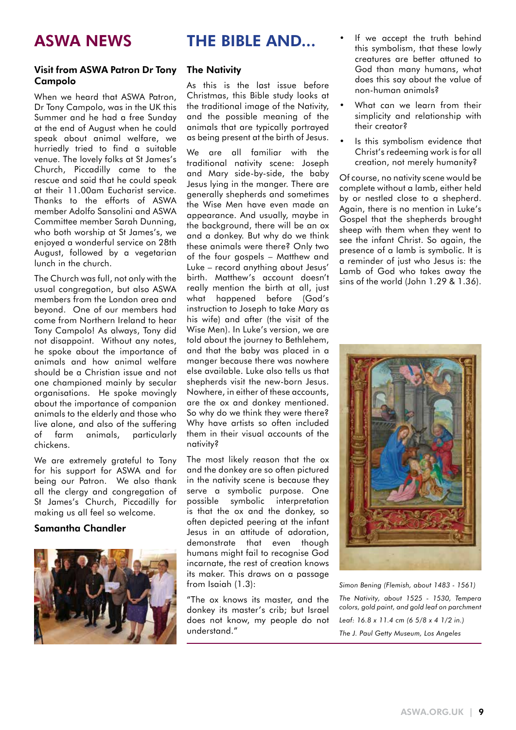# ASWA NEWS

## Visit from ASWA Patron Dr Tony Campolo

When we heard that ASWA Patron, Dr Tony Campolo, was in the UK this Summer and he had a free Sunday at the end of August when he could speak about animal welfare, we hurriedly tried to find a suitable venue. The lovely folks at St James's Church, Piccadilly came to the rescue and said that he could speak at their 11.00am Eucharist service. Thanks to the efforts of ASWA member Adolfo Sansolini and ASWA Committee member Sarah Dunning, who both worship at St James's, we enjoyed a wonderful service on 28th August, followed by a vegetarian lunch in the church.

The Church was full, not only with the usual congregation, but also ASWA members from the London area and beyond. One of our members had come from Northern Ireland to hear Tony Campolo! As always, Tony did not disappoint. Without any notes, he spoke about the importance of animals and how animal welfare should be a Christian issue and not one championed mainly by secular organisations. He spoke movingly about the importance of companion animals to the elderly and those who live alone, and also of the suffering of farm animals, particularly chickens.

We are extremely grateful to Tony for his support for ASWA and for being our Patron. We also thank all the clergy and congregation of St James's Church, Piccadilly for making us all feel so welcome.

**Samantha Chandler**

# THE BIBLE AND...

## The Nativity

As this is the last issue before Christmas, this Bible study looks at the traditional image of the Nativity, and the possible meaning of the animals that are typically portrayed as being present at the birth of Jesus.

We are all familiar with the traditional nativity scene: Joseph and Mary side-by-side, the baby Jesus lying in the manger. There are generally shepherds and sometimes the Wise Men have even made an appearance. And usually, maybe in the background, there will be an ox and a donkey. But why do we think these animals were there? Only two of the four gospels – Matthew and Luke – record anything about Jesus' birth. Matthew's account doesn't really mention the birth at all, just what happened before (God's instruction to Joseph to take Mary as his wife) and after (the visit of the Wise Men). In Luke's version, we are told about the journey to Bethlehem, and that the baby was placed in a manger because there was nowhere else available. Luke also tells us that shepherds visit the new-born Jesus. Nowhere, in either of these accounts, are the ox and donkey mentioned. So why do we think they were there? Why have artists so often included them in their visual accounts of the nativity?

The most likely reason that the ox and the donkey are so often pictured in the nativity scene is because they serve a symbolic purpose. One possible symbolic interpretation is that the ox and the donkey, so often depicted peering at the infant Jesus in an attitude of adoration, demonstrate that even though humans might fail to recognise God incarnate, the rest of creation knows its maker. This draws on a passage from Isaiah (1.3):

"The ox knows its master, and the donkey its master's crib; but Israel does not know, my people do not understand."

- If we accept the truth behind this symbolism, that these lowly creatures are better attuned to God than many humans, what does this say about the value of non-human animals?
- What can we learn from their simplicity and relationship with their creator?
- Is this symbolism evidence that Christ's redeeming work is for all creation, not merely humanity?

Of course, no nativity scene would be complete without a lamb, either held by or nestled close to a shepherd. Again, there is no mention in Luke's Gospel that the shepherds brought sheep with them when they went to see the infant Christ. So again, the presence of a lamb is symbolic. It is a reminder of just who Jesus is: the Lamb of God who takes away the sins of the world (John 1.29 & 1.36).

*Simon Bening (Flemish, about 1483 - 1561)*

*The Nativity, about 1525 - 1530, Tempera colors, gold paint, and gold leaf on parchment*

*Leaf: 16.8 x 11.4 cm (6 5/8 x 4 1/2 in.)*

*The J. Paul Getty Museum, Los Angeles*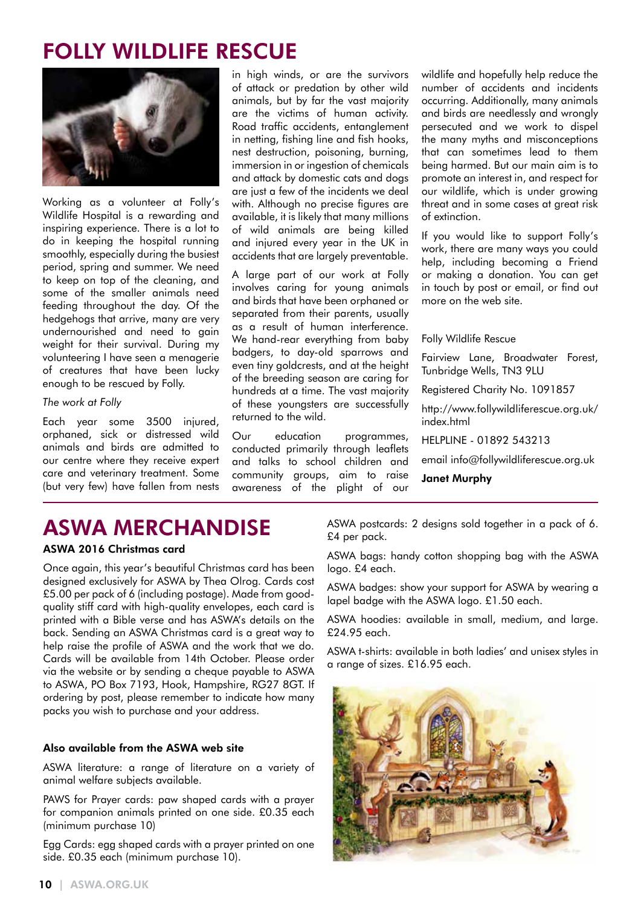# FOLLY WILDLIFE RESCUE

Working as a volunteer at Folly's Wildlife Hospital is a rewarding and inspiring experience. There is a lot to do in keeping the hospital running smoothly, especially during the busiest period, spring and summer. We need to keep on top of the cleaning, and some of the smaller animals need feeding throughout the day. Of the hedgehogs that arrive, many are very undernourished and need to gain weight for their survival. During my volunteering I have seen a menagerie of creatures that have been lucky enough to be rescued by Folly.

*The work at Folly*

Each year some 3500 injured, orphaned, sick or distressed wild animals and birds are admitted to our centre where they receive expert care and veterinary treatment. Some (but very few) have fallen from nests in high winds, or are the survivors of attack or predation by other wild animals, but by far the vast majority are the victims of human activity. Road traffic accidents, entanglement in netting, fishing line and fish hooks, nest destruction, poisoning, burning, immersion in or ingestion of chemicals and attack by domestic cats and dogs are just a few of the incidents we deal with. Although no precise figures are available, it is likely that many millions of wild animals are being killed and injured every year in the UK in accidents that are largely preventable.

A large part of our work at Folly involves caring for young animals and birds that have been orphaned or separated from their parents, usually as a result of human interference. We hand-rear everything from baby badgers, to day-old sparrows and even tiny goldcrests, and at the height of the breeding season are caring for hundreds at a time. The vast majority of these youngsters are successfully returned to the wild.

Our education programmes, conducted primarily through leaflets and talks to school children and community groups, aim to raise awareness of the plight of our wildlife and hopefully help reduce the number of accidents and incidents occurring. Additionally, many animals and birds are needlessly and wrongly persecuted and we work to dispel the many myths and misconceptions that can sometimes lead to them being harmed. But our main aim is to promote an interest in, and respect for our wildlife, which is under growing threat and in some cases at great risk of extinction.

If you would like to support Folly's work, there are many ways you could help, including becoming a Friend or making a donation. You can get in touch by post or email, or find out more on the web site.

Folly Wildlife Rescue

Fairview Lane, Broadwater Forest, Tunbridge Wells, TN3 9LU

Registered Charity No. 1091857

http://www.follywildliferescue.org.uk/index.html

HELPLINE - 01892 543213

email info@follywildliferescue.org.uk

**Janet Murphy**

# ASWA MERCHANDISE

### ASWA 2016 Christmas card

Once again, this year's beautiful Christmas card has been designed exclusively for ASWA by Thea Olrog. Cards cost £5.00 per pack of 6 (including postage). Made from good-quality stiff card with high-quality envelopes, each card is printed with a Bible verse and has ASWA's details on the back. Sending an ASWA Christmas card is a great way to help raise the profile of ASWA and the work that we do. Cards will be available from 14th October. Please order via the website or by sending a cheque payable to ASWA to ASWA, PO Box 7193, Hook, Hampshire, RG27 8GT. If ordering by post, please remember to indicate how many packs you wish to purchase and your address.

### Also available from the ASWA web site

ASWA literature: a range of literature on a variety of animal welfare subjects available.

PAWS for Prayer cards: paw shaped cards with a prayer for companion animals printed on one side. £0.35 each (minimum purchase 10)

Egg Cards: egg shaped cards with a prayer printed on one side. £0.35 each (minimum purchase 10).

ASWA postcards: 2 designs sold together in a pack of 6. £4 per pack.

ASWA bags: handy cotton shopping bag with the ASWA logo. £4 each.

ASWA badges: show your support for ASWA by wearing a lapel badge with the ASWA logo. £1.50 each.

ASWA hoodies: available in small, medium, and large. £24.95 each.

ASWA t-shirts: available in both ladies' and unisex styles in a range of sizes. £16.95 each.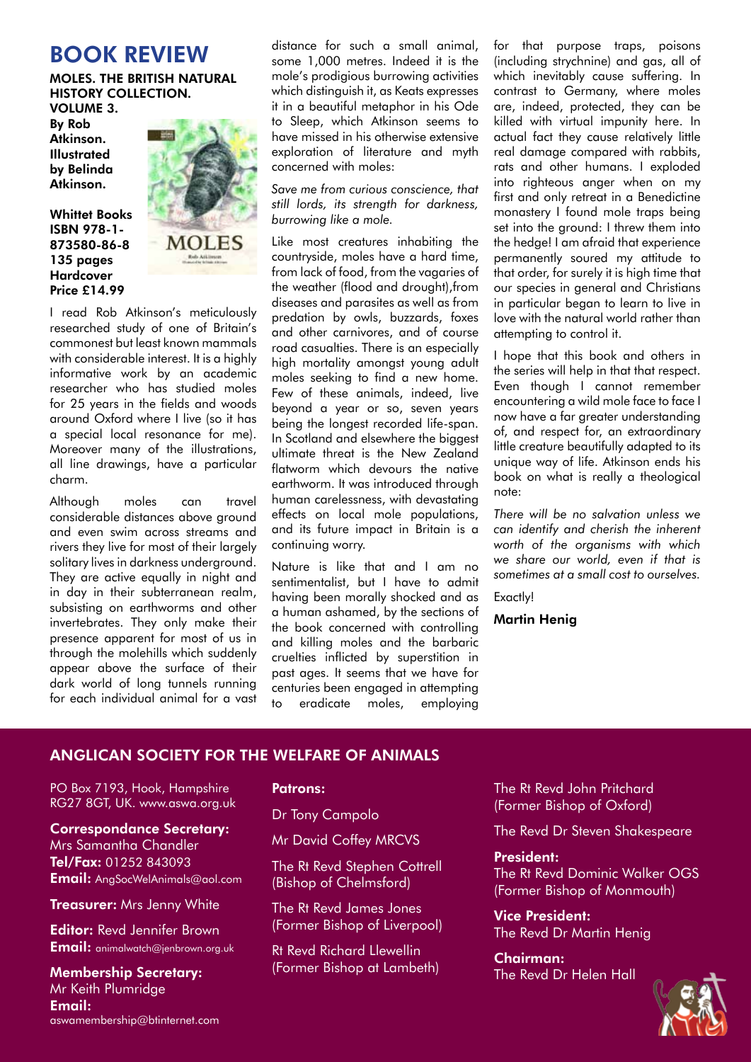# BOOK REVIEW

**MOLES. THE BRITISH NATURAL HISTORY COLLECTION. VOLUME 3.**
**By Rob Atkinson. Illustrated by Belinda Atkinson.**

**Whittet Books**
**ISBN 978-1-873580-86-8**
**135 pages**
**Hardcover**
**Price £14.99**

I read Rob Atkinson's meticulously researched study of one of Britain's commonest but least known mammals with considerable interest. It is a highly informative work by an academic researcher who has studied moles for 25 years in the fields and woods around Oxford where I live (so it has a special local resonance for me). Moreover many of the illustrations, all line drawings, have a particular charm.

Although moles can travel considerable distances above ground and even swim across streams and rivers they live for most of their largely solitary lives in darkness underground. They are active equally in night and in day in their subterranean realm, subsisting on earthworms and other invertebrates. They only make their presence apparent for most of us in through the molehills which suddenly appear above the surface of their dark world of long tunnels running for each individual animal for a vast distance for such a small animal, some 1,000 metres. Indeed it is the mole's prodigious burrowing activities which distinguish it, as Keats expresses it in a beautiful metaphor in his Ode to Sleep, which Atkinson seems to have missed in his otherwise extensive exploration of literature and myth concerned with moles:

*Save me from curious conscience, that still lords, its strength for darkness, burrowing like a mole.*

Like most creatures inhabiting the countryside, moles have a hard time, from lack of food, from the vagaries of the weather (flood and drought),from diseases and parasites as well as from predation by owls, buzzards, foxes and other carnivores, and of course road casualties. There is an especially high mortality amongst young adult moles seeking to find a new home. Few of these animals, indeed, live beyond a year or so, seven years being the longest recorded life-span. In Scotland and elsewhere the biggest ultimate threat is the New Zealand flatworm which devours the native earthworm. It was introduced through human carelessness, with devastating effects on local mole populations, and its future impact in Britain is a continuing worry.

Nature is like that and I am no sentimentalist, but I have to admit having been morally shocked and as a human ashamed, by the sections of the book concerned with controlling and killing moles and the barbaric cruelties inflicted by superstition in past ages. It seems that we have for centuries been engaged in attempting to eradicate moles, employing for that purpose traps, poisons (including strychnine) and gas, all of which inevitably cause suffering. In contrast to Germany, where moles are, indeed, protected, they can be killed with virtual impunity here. In actual fact they cause relatively little real damage compared with rabbits, rats and other humans. I exploded into righteous anger when on my first and only retreat in a Benedictine monastery I found mole traps being set into the ground: I threw them into the hedge! I am afraid that experience permanently soured my attitude to that order, for surely it is high time that our species in general and Christians in particular began to learn to live in love with the natural world rather than attempting to control it.

I hope that this book and others in the series will help in that that respect. Even though I cannot remember encountering a wild mole face to face I now have a far greater understanding of, and respect for, an extraordinary little creature beautifully adapted to its unique way of life. Atkinson ends his book on what is really a theological note:

*There will be no salvation unless we can identify and cherish the inherent worth of the organisms with which we share our world, even if that is sometimes at a small cost to ourselves.*

Exactly!

**Martin Henig**

## ANGLICAN SOCIETY FOR THE WELFARE OF ANIMALS

PO Box 7193, Hook, Hampshire RG27 8GT, UK. www.aswa.org.uk

**Correspondance Secretary:**
Mrs Samantha Chandler
**Tel/Fax:** 01252 843093
**Email:** AngSocWelAnimals@aol.com

**Treasurer:** Mrs Jenny White

**Editor:** Revd Jennifer Brown
**Email:** animalwatch@jenbrown.org.uk

**Membership Secretary:**
Mr Keith Plumridge
**Email:**
aswamembership@btinternet.com

**Patrons:**

Dr Tony Campolo

Mr David Coffey MRCVS

The Rt Revd Stephen Cottrell (Bishop of Chelmsford)

The Rt Revd James Jones (Former Bishop of Liverpool)

Rt Revd Richard Llewellin (Former Bishop at Lambeth)

The Rt Revd John Pritchard (Former Bishop of Oxford)

The Revd Dr Steven Shakespeare

**President:**
The Rt Revd Dominic Walker OGS (Former Bishop of Monmouth)

**Vice President:**
The Revd Dr Martin Henig

**Chairman:**
The Revd Dr Helen Hall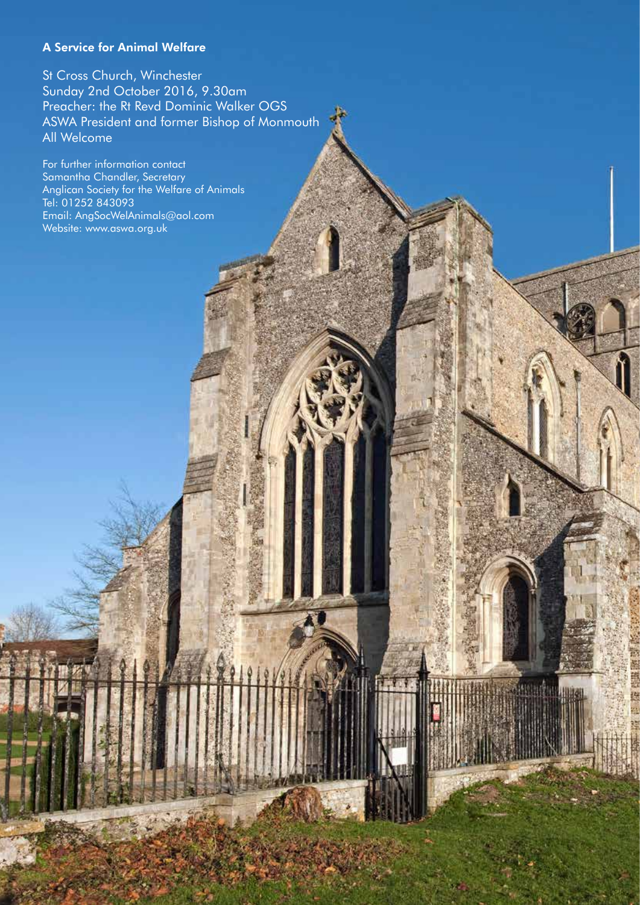## A Service for Animal Welfare

St Cross Church, Winchester
Sunday 2nd October 2016, 9.30am
Preacher: the Rt Revd Dominic Walker OGS
ASWA President and former Bishop of Monmouth
All Welcome

For further information contact
Samantha Chandler, Secretary
Anglican Society for the Welfare of Animals
Tel: 01252 843093
Email: AngSocWelAnimals@aol.com
Website: www.aswa.org.uk